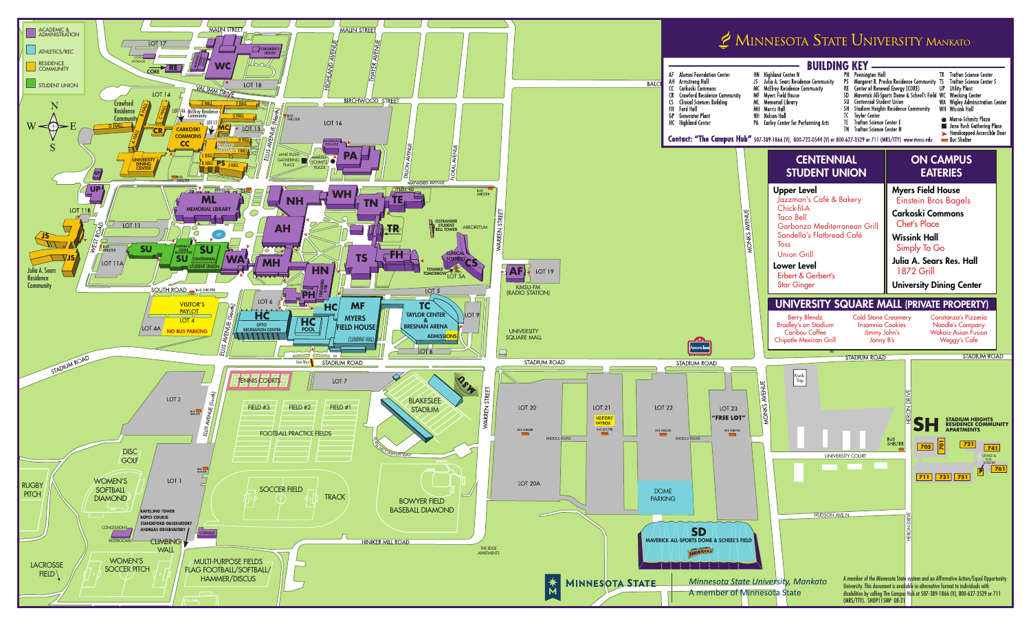# Minnesota State University Mankato

## BUILDING KEY

- AF Alumni Foundation Center
- AH Armstrong Hall
- CC Carkoski Commons
- CR Crawford Residence Community
- CS Clinical Sciences Building
- FH Ford Hall
- GP Generator Plant
- HC Highland Center
- HN Highland Center N
- JS Julia A. Sears Residence Community
- MC McElroy Residence Community
- MF Myers Field House
- ML Memorial Library
- MH Morris Hall
- NH Nelson Hall
- PA Earley Center for Performing Arts
- PH Pennington Hall
- PS Margaret R. Preska Residence Community
- RE Center of Renewal Energy (CORE)
- SD Maverick All-Sports Dome & Scheels Field
- SU Centennial Student Union
- SH Stadium Heights Residence Community
- TC Taylor Center
- TE Trafton Science Center E
- TN Trafton Science Center N
- TR Trafton Science Center
- TS Trafton Science Center S
- UP Utility Plant
- WC Wiecking Center
- WA Wigley Administration Center
- WH Wissink Hall
- ● Marso-Schmitz Plaza
- ■ Jane Rush Gathering Place
- Handicapped Accessible Door
- Bus Shelter

**Contact: "The Campus Hub"** 507-389-1866 (V), 800-722-0544 (V) or 800-627-3529 or 711 (MRS/TTY). www.mnsu.edu

Legend: ACADEMIC & ADMINISTRATION; ATHLETICS/REC; RESIDENCE COMMUNITY; STUDENT UNION

## CENTENNIAL STUDENT UNION

**Upper Level**
- Jazzman's Café & Bakery
- Chick-fil-A
- Taco Bell
- Garbonzo Mediterranean Grill
- Sandella's Flatbread Café
- Toss
- Union Grill

**Lower Level**
- Erbert & Gerbert's
- Star Ginger

## ON CAMPUS EATERIES

**Myers Field House**
- Einstein Bros Bagels

**Carkoski Commons**
- Chef's Place

**Wissink Hall**
- Simply To Go

**Julia A. Sears Res. Hall**
- 1872 Grill

**University Dining Center**

## UNIVERSITY SQUARE MALL (PRIVATE PROPERTY)

- Berry Blendz
- Bradley's on Stadium
- Caribou Coffee
- Chipotle Mexican Grill
- Cold Stone Creamery
- Insomnia Cookies
- Jimmy John's
- Jonny B's
- Constanza's Pizzeria
- Noodle's Company
- Wakais-Asian Fusion
- Weggy's Cafe

*Minnesota State University, Mankato*
A member of Minnesota State

A member of the Minnesota State system and an Affirmative Action/Equal Opportunity University. This document is available in alternative format to individuals with disabilities by calling The Campus Hub at 507-389-1866 (V), 800-627-3529 or 711 (MRS/TTY). SHOP115MP 08-21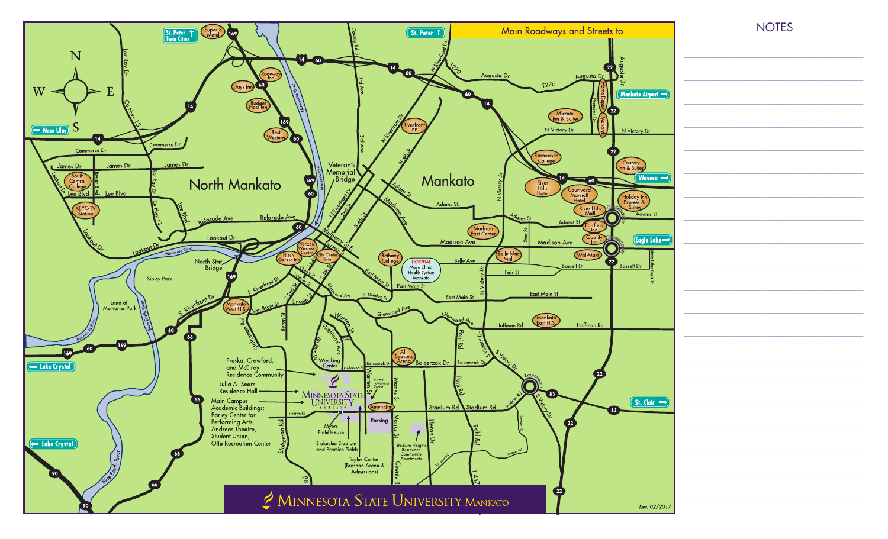Main Roadways and Streets to

# Minnesota State University Mankato

North Mankato

Mankato

St. Peter Twin Cities

St. Peter

Mankato Airport

New Ulm

Waseca

Eagle Lake

Lake Crystal

St. Clair

Super 8 Motel

Rodeway Inn

Days Inn

Budget Host Inn

Best Western

Riverfront Inn

Microtel Inn & Suites

Home Depot

Menards

Rasmussen College

Country Inn & Suites

River Hills Hotel

Courtyard Marriott Hotel

Holiday Inn Express & Suites

River Hills Mall

Fairfield Inn

Quality Inn

Wal-Mart

South Central College

KEYC-TV Station

Veteran's Memorial Bridge

Madison East Center

Belle Mar Mall

Verizon Wireless Center

Hilton Garden Inn

City Center Hotel

Bethany College

HOSPITAL Mayo Clinic Health System Mankato

North Star Bridge

Sibley Park

Land of Memories Park

Mankato West H.S.

Mankato East H.S.

All Seasons Arena

Preska, Crawford, and McElroy Residence Community

Julia A. Sears Residence Hall

Main Campus Academic Buildings: Earley Center for Performing Arts, Andreas Theatre, Student Union, Otto Recreation Center

Wiecking Center

Alumni Foundation Center

AmericInn

Parking

Myers Field House

Blakeslee Stadium and Practice Fields

Taylor Center (Bresnan Arena & Admissions)

Stadium Heights Residence Community Apartments

Rev. 02/2017

NOTES